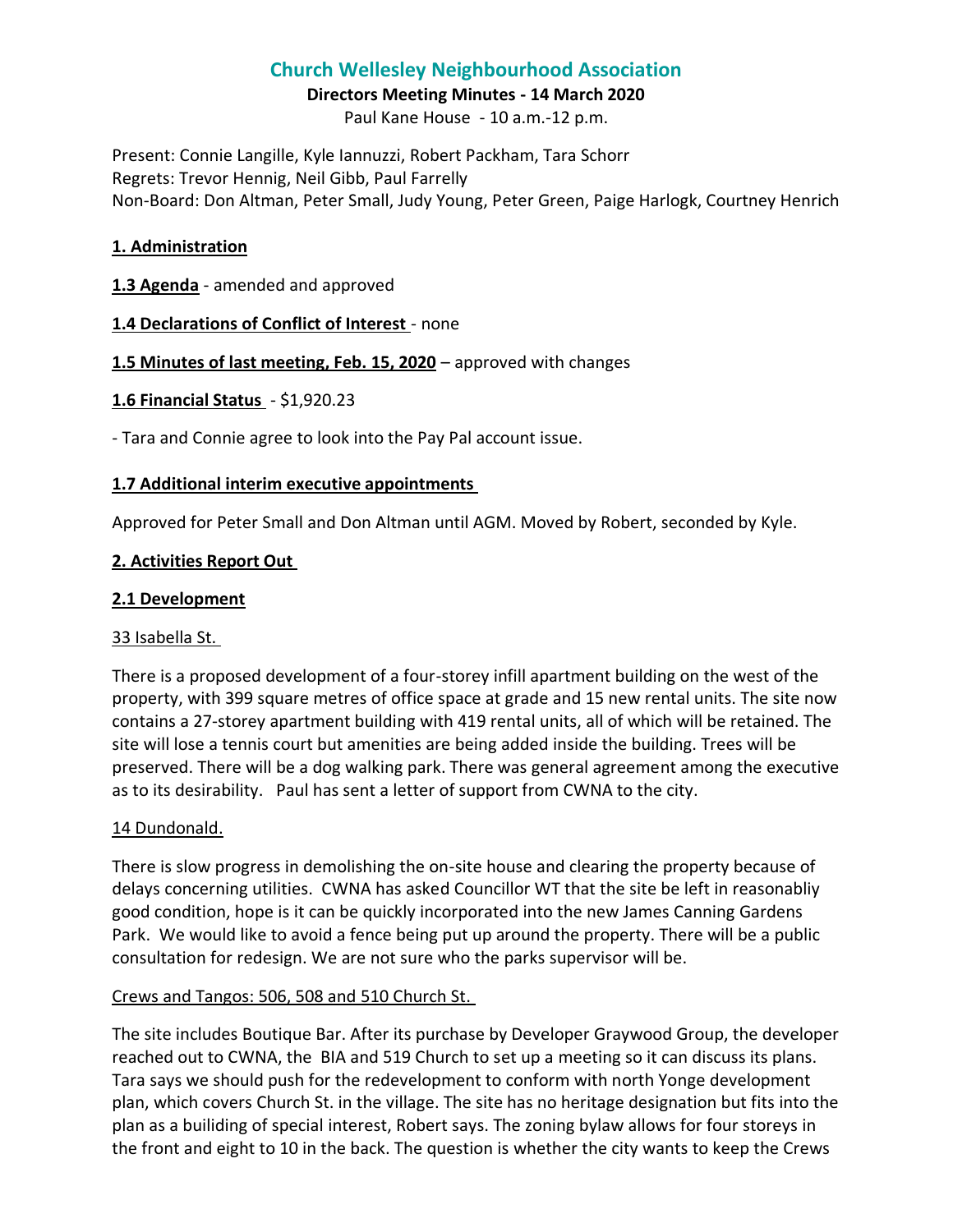# Church Wellesley Neighbourhood Association

**Directors Meeting Minutes - 14 March 2020**

Paul Kane House - 10 a.m.-12 p.m.

Present: Connie Langille, Kyle Iannuzzi, Robert Packham, Tara Schorr
Regrets: Trevor Hennig, Neil Gibb, Paul Farrelly
Non-Board: Don Altman, Peter Small, Judy Young, Peter Green, Paige Harlogk, Courtney Henrich

## 1. Administration

**1.3 Agenda** - amended and approved

**1.4 Declarations of Conflict of Interest** - none

**1.5 Minutes of last meeting, Feb. 15, 2020** – approved with changes

**1.6 Financial Status** - $1,920.23

- Tara and Connie agree to look into the Pay Pal account issue.

### 1.7 Additional interim executive appointments

Approved for Peter Small and Don Altman until AGM. Moved by Robert, seconded by Kyle.

## 2. Activities Report Out

### 2.1 Development

33 Isabella St.

There is a proposed development of a four-storey infill apartment building on the west of the property, with 399 square metres of office space at grade and 15 new rental units. The site now contains a 27-storey apartment building with 419 rental units, all of which will be retained. The site will lose a tennis court but amenities are being added inside the building. Trees will be preserved. There will be a dog walking park. There was general agreement among the executive as to its desirability. Paul has sent a letter of support from CWNA to the city.

14 Dundonald.

There is slow progress in demolishing the on-site house and clearing the property because of delays concerning utilities. CWNA has asked Councillor WT that the site be left in reasonabliy good condition, hope is it can be quickly incorporated into the new James Canning Gardens Park. We would like to avoid a fence being put up around the property. There will be a public consultation for redesign. We are not sure who the parks supervisor will be.

Crews and Tangos: 506, 508 and 510 Church St.

The site includes Boutique Bar. After its purchase by Developer Graywood Group, the developer reached out to CWNA, the BIA and 519 Church to set up a meeting so it can discuss its plans. Tara says we should push for the redevelopment to conform with north Yonge development plan, which covers Church St. in the village. The site has no heritage designation but fits into the plan as a builiding of special interest, Robert says. The zoning bylaw allows for four storeys in the front and eight to 10 in the back. The question is whether the city wants to keep the Crews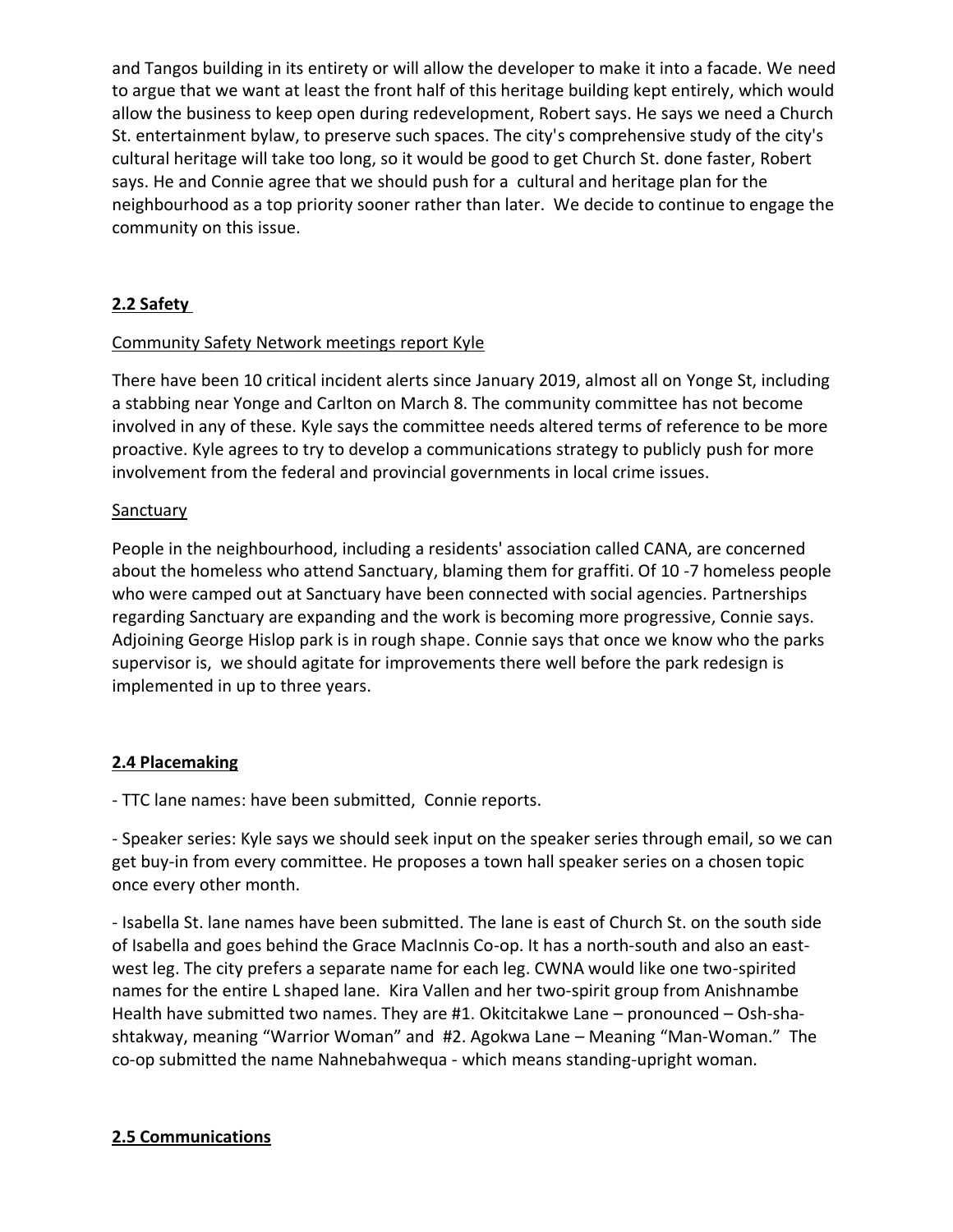and Tangos building in its entirety or will allow the developer to make it into a facade. We need to argue that we want at least the front half of this heritage building kept entirely, which would allow the business to keep open during redevelopment, Robert says. He says we need a Church St. entertainment bylaw, to preserve such spaces. The city's comprehensive study of the city's cultural heritage will take too long, so it would be good to get Church St. done faster, Robert says. He and Connie agree that we should push for a cultural and heritage plan for the neighbourhood as a top priority sooner rather than later. We decide to continue to engage the community on this issue.

## 2.2 Safety

Community Safety Network meetings report Kyle

There have been 10 critical incident alerts since January 2019, almost all on Yonge St, including a stabbing near Yonge and Carlton on March 8. The community committee has not become involved in any of these. Kyle says the committee needs altered terms of reference to be more proactive. Kyle agrees to try to develop a communications strategy to publicly push for more involvement from the federal and provincial governments in local crime issues.

Sanctuary

People in the neighbourhood, including a residents' association called CANA, are concerned about the homeless who attend Sanctuary, blaming them for graffiti. Of 10 -7 homeless people who were camped out at Sanctuary have been connected with social agencies. Partnerships regarding Sanctuary are expanding and the work is becoming more progressive, Connie says. Adjoining George Hislop park is in rough shape. Connie says that once we know who the parks supervisor is, we should agitate for improvements there well before the park redesign is implemented in up to three years.

## 2.4 Placemaking

- TTC lane names: have been submitted, Connie reports.

- Speaker series: Kyle says we should seek input on the speaker series through email, so we can get buy-in from every committee. He proposes a town hall speaker series on a chosen topic once every other month.

- Isabella St. lane names have been submitted. The lane is east of Church St. on the south side of Isabella and goes behind the Grace MacInnis Co-op. It has a north-south and also an east-west leg. The city prefers a separate name for each leg. CWNA would like one two-spirited names for the entire L shaped lane. Kira Vallen and her two-spirit group from Anishnambe Health have submitted two names. They are #1. Okitcitakwe Lane – pronounced – Osh-sha-shtakway, meaning "Warrior Woman" and #2. Agokwa Lane – Meaning "Man-Woman." The co-op submitted the name Nahnebahwequa - which means standing-upright woman.

## 2.5 Communications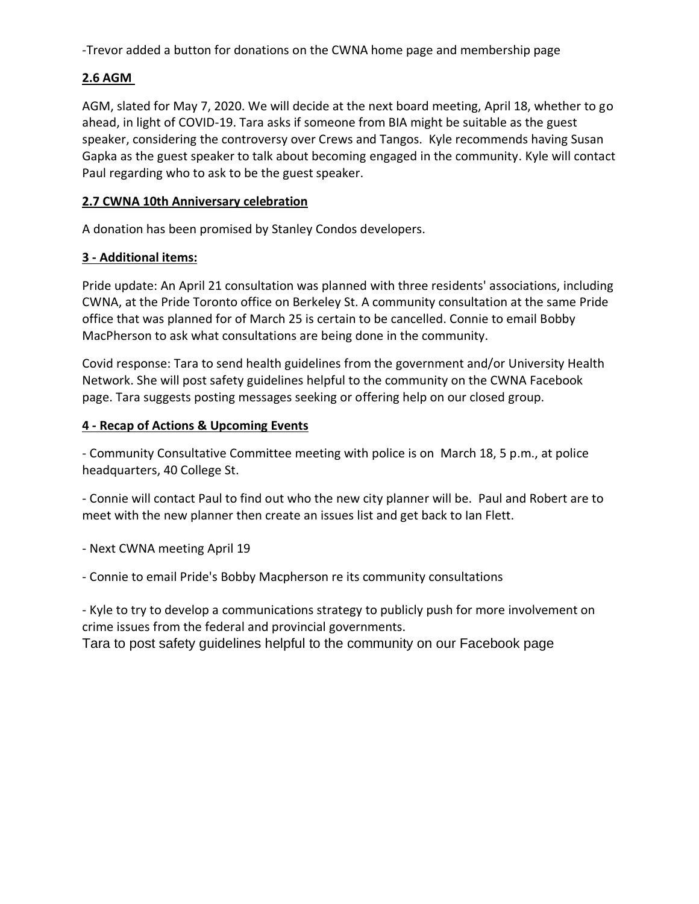-Trevor added a button for donations on the CWNA home page and membership page

**2.6 AGM**

AGM, slated for May 7, 2020. We will decide at the next board meeting, April 18, whether to go ahead, in light of COVID-19. Tara asks if someone from BIA might be suitable as the guest speaker, considering the controversy over Crews and Tangos. Kyle recommends having Susan Gapka as the guest speaker to talk about becoming engaged in the community. Kyle will contact Paul regarding who to ask to be the guest speaker.

**2.7 CWNA 10th Anniversary celebration**

A donation has been promised by Stanley Condos developers.

**3 - Additional items:**

Pride update: An April 21 consultation was planned with three residents' associations, including CWNA, at the Pride Toronto office on Berkeley St. A community consultation at the same Pride office that was planned for of March 25 is certain to be cancelled. Connie to email Bobby MacPherson to ask what consultations are being done in the community.

Covid response: Tara to send health guidelines from the government and/or University Health Network. She will post safety guidelines helpful to the community on the CWNA Facebook page. Tara suggests posting messages seeking or offering help on our closed group.

**4 - Recap of Actions & Upcoming Events**

- Community Consultative Committee meeting with police is on March 18, 5 p.m., at police headquarters, 40 College St.

- Connie will contact Paul to find out who the new city planner will be. Paul and Robert are to meet with the new planner then create an issues list and get back to Ian Flett.

- Next CWNA meeting April 19

- Connie to email Pride's Bobby Macpherson re its community consultations

- Kyle to try to develop a communications strategy to publicly push for more involvement on crime issues from the federal and provincial governments.

Tara to post safety guidelines helpful to the community on our Facebook page